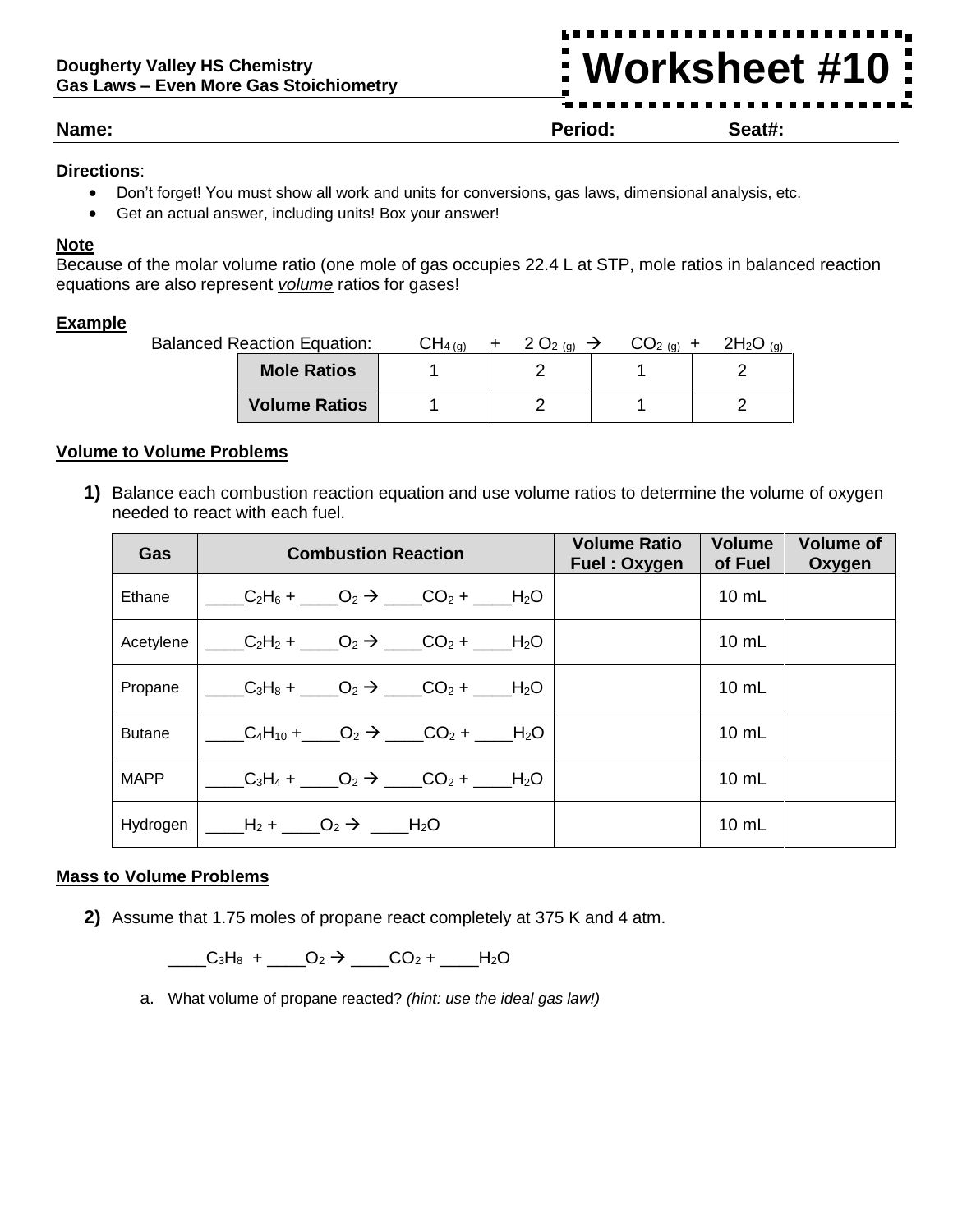**Dougherty Valley HS Chemistry**
**Gas Laws – Even More Gas Stoichiometry**

# Worksheet #10

**Name:** **Period:** **Seat#:**

**Directions**:

- Don't forget! You must show all work and units for conversions, gas laws, dimensional analysis, etc.
- Get an actual answer, including units! Box your answer!

**Note**

Because of the molar volume ratio (one mole of gas occupies 22.4 L at STP, mole ratios in balanced reaction equations are also represent ***volume*** ratios for gases!

**Example**

Balanced Reaction Equation: $CH_{4\,(g)}$ + 2 $O_{2\,(g)}$ → $CO_{2\,(g)}$ + $2H_2O_{(g)}$

| | $CH_4$ | $O_2$ | $CO_2$ | $H_2O$ |
|---|---|---|---|---|
| **Mole Ratios** | 1 | 2 | 1 | 2 |
| **Volume Ratios** | 1 | 2 | 1 | 2 |

**Volume to Volume Problems**

**1)** Balance each combustion reaction equation and use volume ratios to determine the volume of oxygen needed to react with each fuel.

| Gas | Combustion Reaction | Volume Ratio Fuel : Oxygen | Volume of Fuel | Volume of Oxygen |
|---|---|---|---|---|
| Ethane | ____$C_2H_6$ + ____$O_2$ → ____$CO_2$ + ____$H_2O$ | | 10 mL | |
| Acetylene | ____$C_2H_2$ + ____$O_2$ → ____$CO_2$ + ____$H_2O$ | | 10 mL | |
| Propane | ____$C_3H_8$ + ____$O_2$ → ____$CO_2$ + ____$H_2O$ | | 10 mL | |
| Butane | ____$C_4H_{10}$ +____$O_2$ → ____$CO_2$ + ____$H_2O$ | | 10 mL | |
| MAPP | ____$C_3H_4$ + ____$O_2$ → ____$CO_2$ + ____$H_2O$ | | 10 mL | |
| Hydrogen | ____$H_2$ + ____$O_2$ → ____$H_2O$ | | 10 mL | |

**Mass to Volume Problems**

**2)** Assume that 1.75 moles of propane react completely at 375 K and 4 atm.

____$C_3H_8$ + ____$O_2$ → ____$CO_2$ + ____$H_2O$

a. What volume of propane reacted? *(hint: use the ideal gas law!)*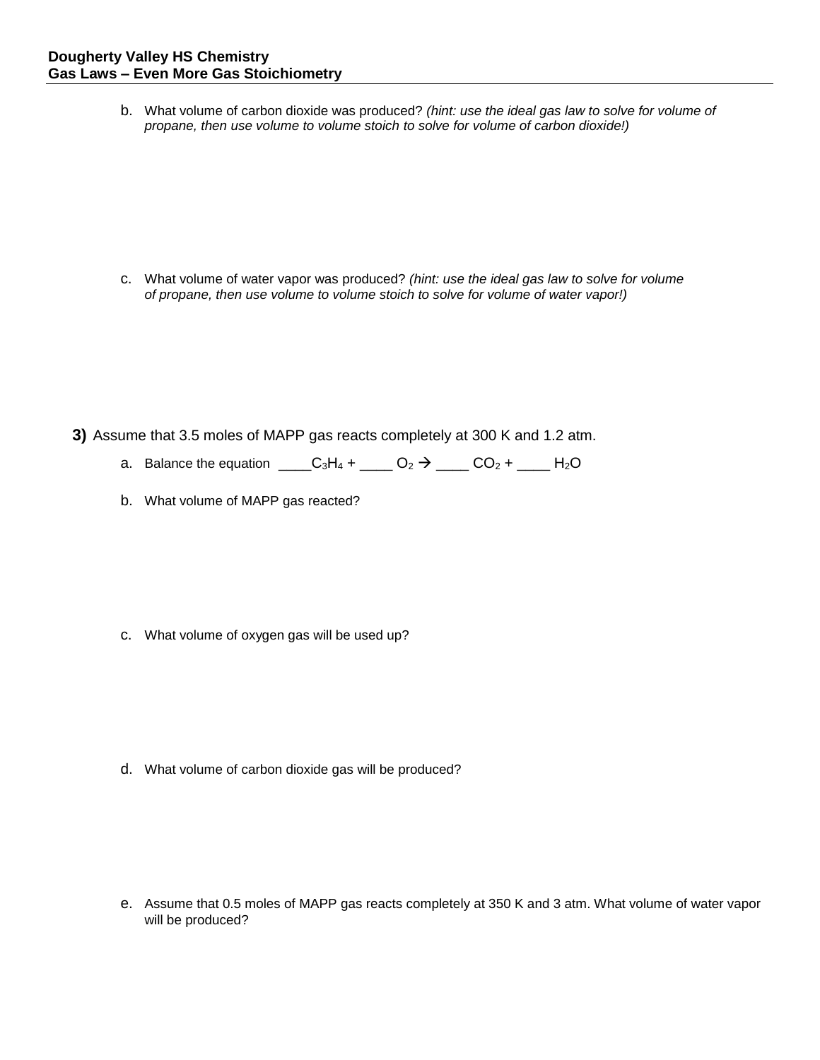b. What volume of carbon dioxide was produced? *(hint: use the ideal gas law to solve for volume of propane, then use volume to volume stoich to solve for volume of carbon dioxide!)*

c. What volume of water vapor was produced? *(hint: use the ideal gas law to solve for volume of propane, then use volume to volume stoich to solve for volume of water vapor!)*

**3)** Assume that 3.5 moles of MAPP gas reacts completely at 300 K and 1.2 atm.

a. Balance the equation \_\_\_\_$C_3H_4$ + \_\_\_\_ $O_2$ → \_\_\_\_ $CO_2$ + \_\_\_\_ $H_2O$

b. What volume of MAPP gas reacted?

c. What volume of oxygen gas will be used up?

d. What volume of carbon dioxide gas will be produced?

e. Assume that 0.5 moles of MAPP gas reacts completely at 350 K and 3 atm. What volume of water vapor will be produced?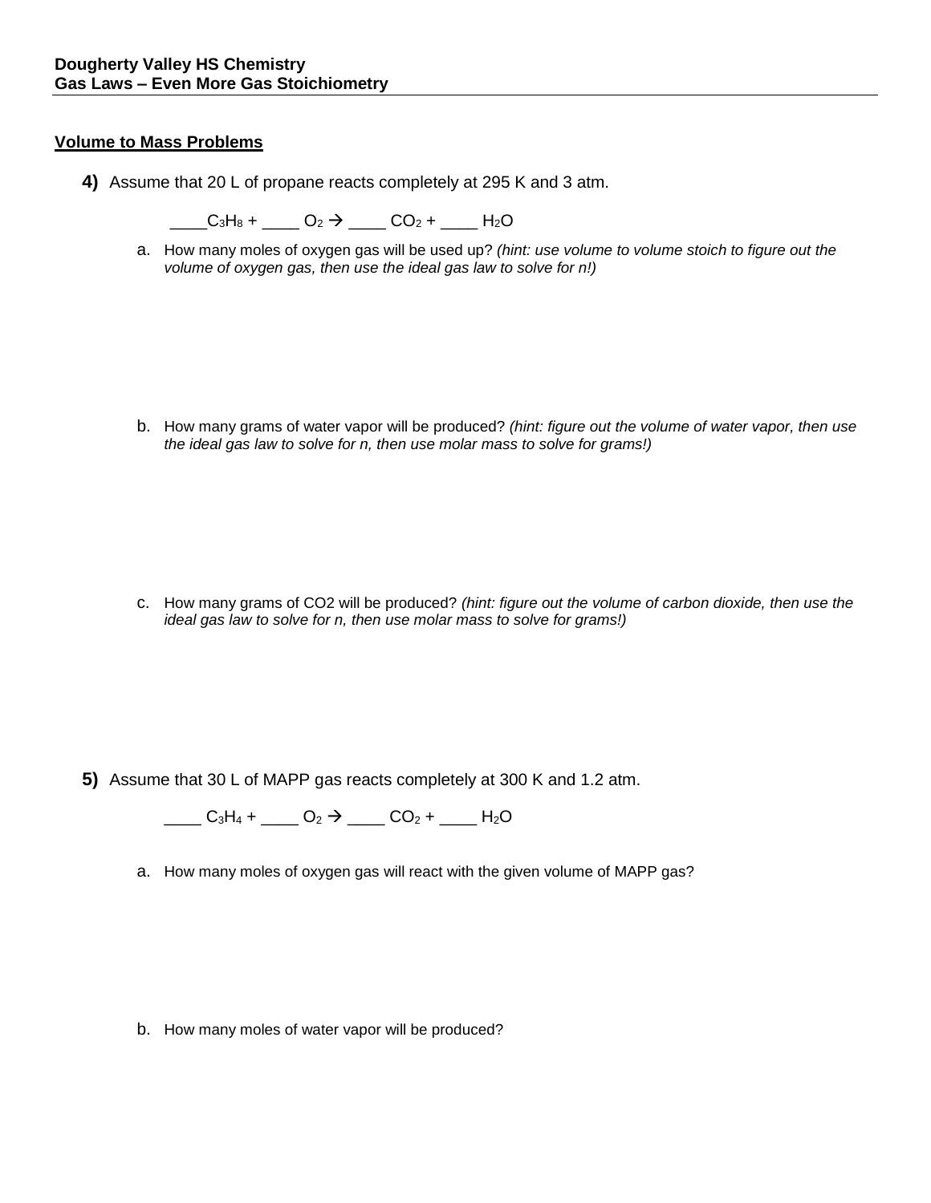**Dougherty Valley HS Chemistry**
**Gas Laws – Even More Gas Stoichiometry**

## <u>Volume to Mass Problems</u>

**4)** Assume that 20 L of propane reacts completely at 295 K and 3 atm.

____$C_3H_8$ + ____ $O_2$ → ____ $CO_2$ + ____ $H_2O$

a. How many moles of oxygen gas will be used up? *(hint: use volume to volume stoich to figure out the volume of oxygen gas, then use the ideal gas law to solve for n!)*

b. How many grams of water vapor will be produced? *(hint: figure out the volume of water vapor, then use the ideal gas law to solve for n, then use molar mass to solve for grams!)*

c. How many grams of CO2 will be produced? *(hint: figure out the volume of carbon dioxide, then use the ideal gas law to solve for n, then use molar mass to solve for grams!)*

**5)** Assume that 30 L of MAPP gas reacts completely at 300 K and 1.2 atm.

____ $C_3H_4$ + ____ $O_2$ → ____ $CO_2$ + ____ $H_2O$

a. How many moles of oxygen gas will react with the given volume of MAPP gas?

b. How many moles of water vapor will be produced?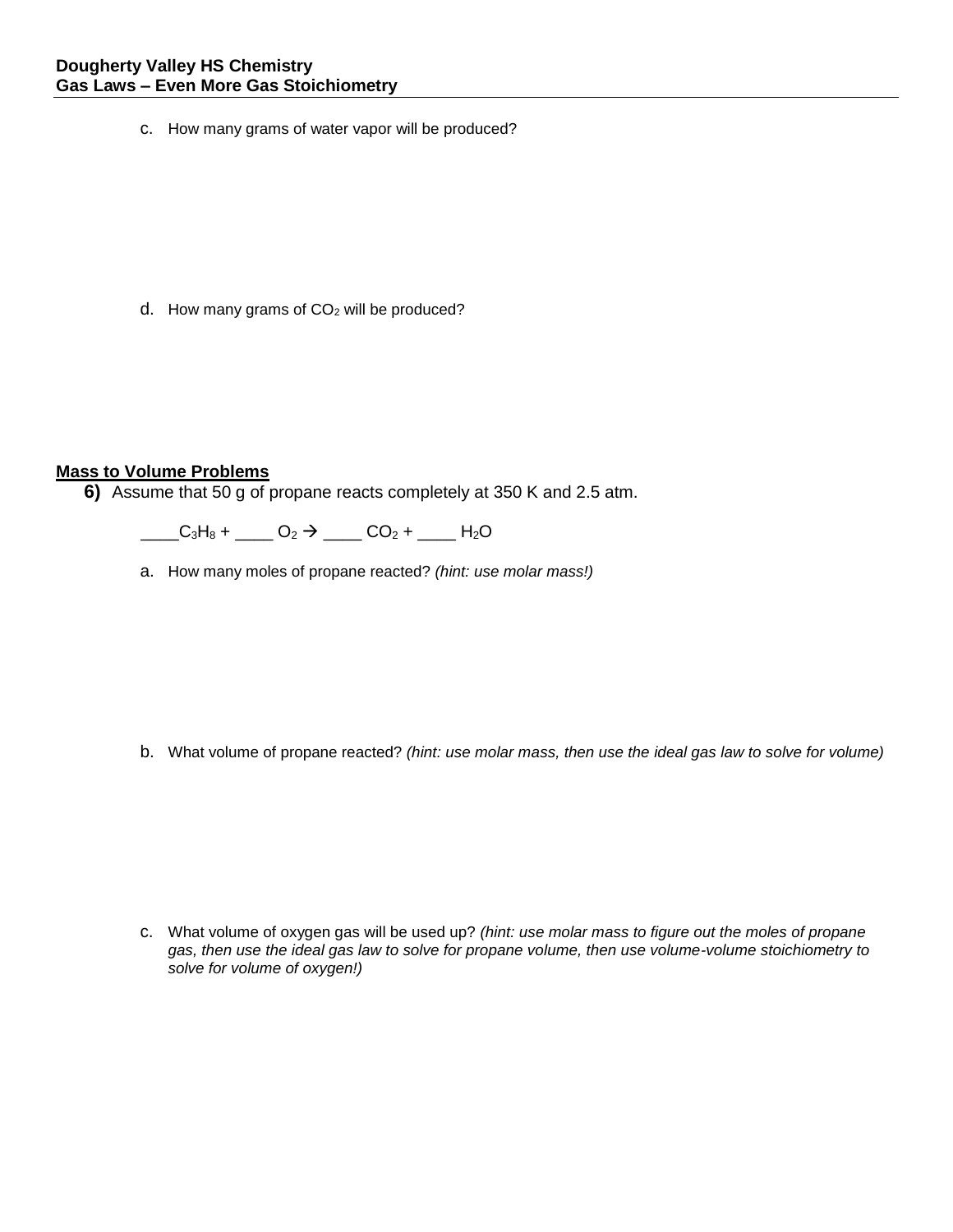c. How many grams of water vapor will be produced?

d. How many grams of $CO_2$ will be produced?

**Mass to Volume Problems**

**6)** Assume that 50 g of propane reacts completely at 350 K and 2.5 atm.

____$C_3H_8$ + ____ $O_2$ $\rightarrow$ ____ $CO_2$ + ____ $H_2O$

a. How many moles of propane reacted? *(hint: use molar mass!)*

b. What volume of propane reacted? *(hint: use molar mass, then use the ideal gas law to solve for volume)*

c. What volume of oxygen gas will be used up? *(hint: use molar mass to figure out the moles of propane gas, then use the ideal gas law to solve for propane volume, then use volume-volume stoichiometry to solve for volume of oxygen!)*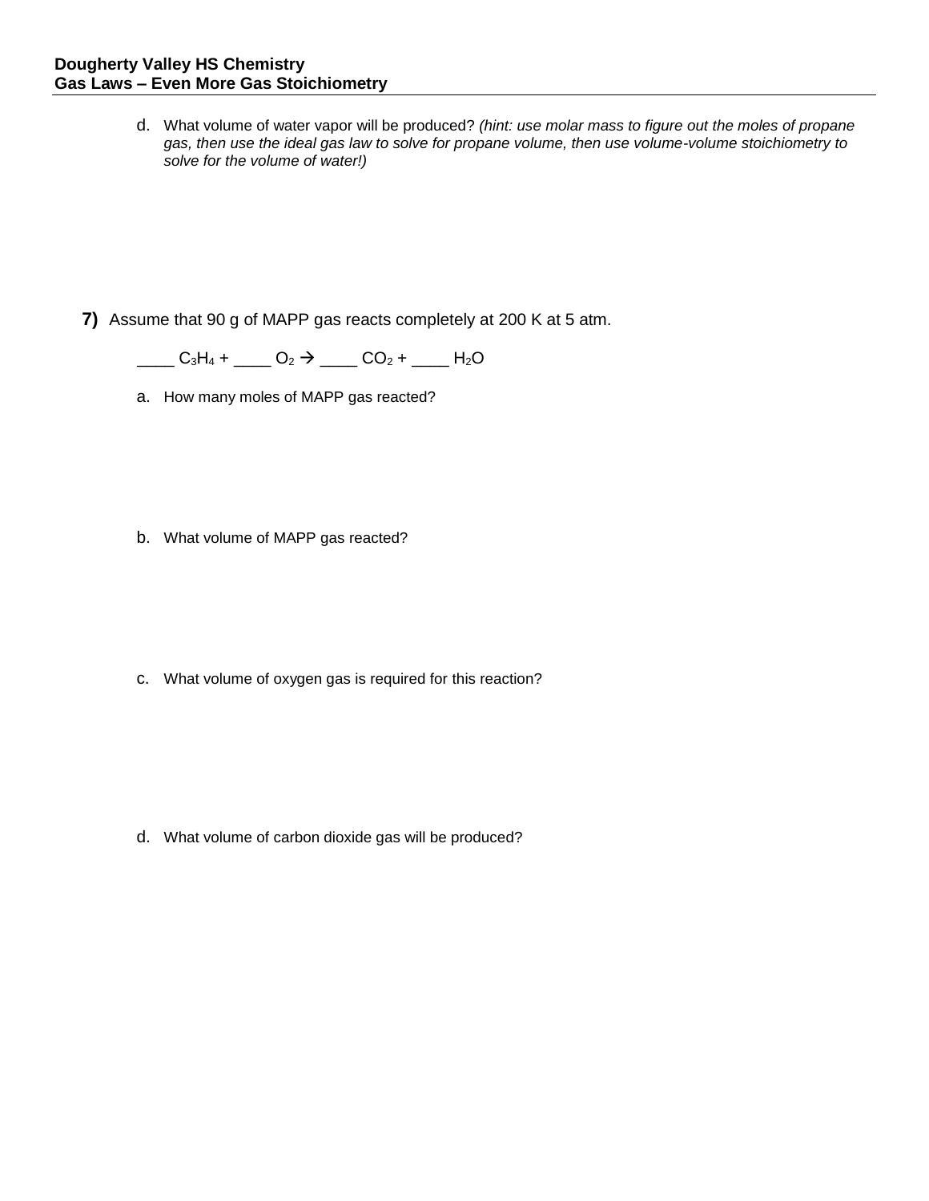d. What volume of water vapor will be produced? *(hint: use molar mass to figure out the moles of propane gas, then use the ideal gas law to solve for propane volume, then use volume-volume stoichiometry to solve for the volume of water!)*

**7)** Assume that 90 g of MAPP gas reacts completely at 200 K at 5 atm.

____ $C_3H_4$ + ____ $O_2$ → ____ $CO_2$ + ____ $H_2O$

a. How many moles of MAPP gas reacted?

b. What volume of MAPP gas reacted?

c. What volume of oxygen gas is required for this reaction?

d. What volume of carbon dioxide gas will be produced?